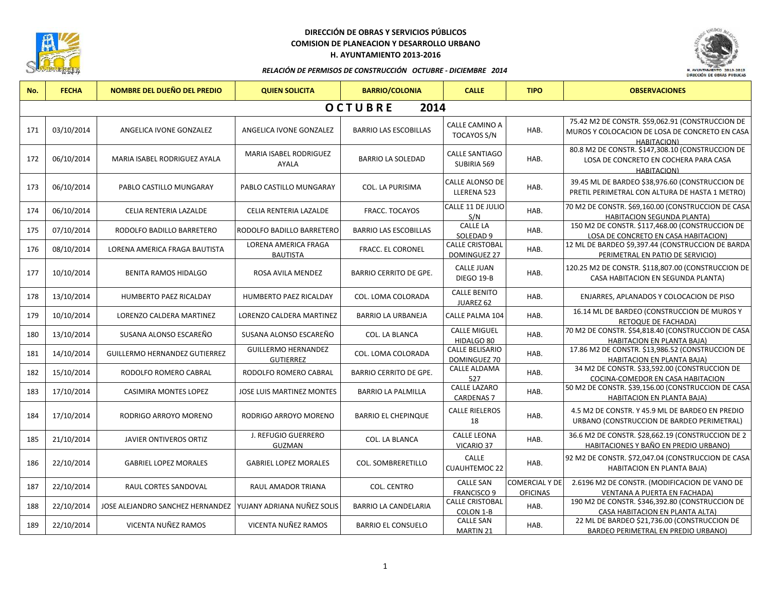# DIRECCIÓN DE OBRAS Y SERVICIOS PÚBLICOS
## COMISION DE PLANEACION Y DESARROLLO URBANO
## H. AYUNTAMIENTO 2013-2016

*RELACIÓN DE PERMISOS DE CONSTRUCCIÓN OCTUBRE - DICIEMBRE 2014*

| No. | FECHA | NOMBRE DEL DUEÑO DEL PREDIO | QUIEN SOLICITA | BARRIO/COLONIA | CALLE | TIPO | OBSERVACIONES |
|---|---|---|---|---|---|---|---|
| **OCTUBRE 2014** | | | | | | | |
| 171 | 03/10/2014 | ANGELICA IVONE GONZALEZ | ANGELICA IVONE GONZALEZ | BARRIO LAS ESCOBILLAS | CALLE CAMINO A TOCAYOS S/N | HAB. | 75.42 M2 DE CONSTR. $59,062.91 (CONSTRUCCION DE MUROS Y COLOCACION DE LOSA DE CONCRETO EN CASA HABITACION) |
| 172 | 06/10/2014 | MARIA ISABEL RODRIGUEZ AYALA | MARIA ISABEL RODRIGUEZ AYALA | BARRIO LA SOLEDAD | CALLE SANTIAGO SUBIRIA 569 | HAB. | 80.8 M2 DE CONSTR. $147,308.10 (CONSTRUCCION DE LOSA DE CONCRETO EN COCHERA PARA CASA HABITACION) |
| 173 | 06/10/2014 | PABLO CASTILLO MUNGARAY | PABLO CASTILLO MUNGARAY | COL. LA PURISIMA | CALLE ALONSO DE LLERENA 523 | HAB. | 39.45 ML DE BARDEO $38,976.60 (CONSTRUCCION DE PRETIL PERIMETRAL CON ALTURA DE HASTA 1 METRO) |
| 174 | 06/10/2014 | CELIA RENTERIA LAZALDE | CELIA RENTERIA LAZALDE | FRACC. TOCAYOS | CALLE 11 DE JULIO S/N | HAB. | 70 M2 DE CONSTR. $69,160.00 (CONSTRUCCION DE CASA HABITACION SEGUNDA PLANTA) |
| 175 | 07/10/2014 | RODOLFO BADILLO BARRETERO | RODOLFO BADILLO BARRETERO | BARRIO LAS ESCOBILLAS | CALLE LA SOLEDAD 9 | HAB. | 150 M2 DE CONSTR. $117,468.00 (CONSTRUCCION DE LOSA DE CONCRETO EN CASA HABITACION) |
| 176 | 08/10/2014 | LORENA AMERICA FRAGA BAUTISTA | LORENA AMERICA FRAGA BAUTISTA | FRACC. EL CORONEL | CALLE CRISTOBAL DOMINGUEZ 27 | HAB. | 12 ML DE BARDEO $9,397.44 (CONSTRUCCION DE BARDA PERIMETRAL EN PATIO DE SERVICIO) |
| 177 | 10/10/2014 | BENITA RAMOS HIDALGO | ROSA AVILA MENDEZ | BARRIO CERRITO DE GPE. | CALLE JUAN DIEGO 19-B | HAB. | 120.25 M2 DE CONSTR. $118,807.00 (CONSTRUCCION DE CASA HABITACION EN SEGUNDA PLANTA) |
| 178 | 13/10/2014 | HUMBERTO PAEZ RICALDAY | HUMBERTO PAEZ RICALDAY | COL. LOMA COLORADA | CALLE BENITO JUAREZ 62 | HAB. | ENJARRES, APLANADOS Y COLOCACION DE PISO |
| 179 | 10/10/2014 | LORENZO CALDERA MARTINEZ | LORENZO CALDERA MARTINEZ | BARRIO LA URBANEJA | CALLE PALMA 104 | HAB. | 16.14 ML DE BARDEO (CONSTRUCCION DE MUROS Y RETOQUE DE FACHADA) |
| 180 | 13/10/2014 | SUSANA ALONSO ESCAREÑO | SUSANA ALONSO ESCAREÑO | COL. LA BLANCA | CALLE MIGUEL HIDALGO 80 | HAB. | 70 M2 DE CONSTR. $54,818.40 (CONSTRUCCION DE CASA HABITACION EN PLANTA BAJA) |
| 181 | 14/10/2014 | GUILLERMO HERNANDEZ GUTIERREZ | GUILLERMO HERNANDEZ GUTIERREZ | COL. LOMA COLORADA | CALLE BELISARIO DOMINGUEZ 70 | HAB. | 17.86 M2 DE CONSTR. $13,986.52 (CONSTRUCCION DE HABITACION EN PLANTA BAJA) |
| 182 | 15/10/2014 | RODOLFO ROMERO CABRAL | RODOLFO ROMERO CABRAL | BARRIO CERRITO DE GPE. | CALLE ALDAMA 527 | HAB. | 34 M2 DE CONSTR. $33,592.00 (CONSTRUCCION DE COCINA-COMEDOR EN CASA HABITACION |
| 183 | 17/10/2014 | CASIMIRA MONTES LOPEZ | JOSE LUIS MARTINEZ MONTES | BARRIO LA PALMILLA | CALLE LAZARO CARDENAS 7 | HAB. | 50 M2 DE CONSTR. $39,156.00 (CONSTRUCCION DE CASA HABITACION EN PLANTA BAJA) |
| 184 | 17/10/2014 | RODRIGO ARROYO MORENO | RODRIGO ARROYO MORENO | BARRIO EL CHEPINQUE | CALLE RIELEROS 18 | HAB. | 4.5 M2 DE CONSTR. Y 45.9 ML DE BARDEO EN PREDIO URBANO (CONSTRUCCION DE BARDEO PERIMETRAL) |
| 185 | 21/10/2014 | JAVIER ONTIVEROS ORTIZ | J. REFUGIO GUERRERO GUZMAN | COL. LA BLANCA | CALLE LEONA VICARIO 37 | HAB. | 36.6 M2 DE CONSTR. $28,662.19 (CONSTRUCCION DE 2 HABITACIONES Y BAÑO EN PREDIO URBANO) |
| 186 | 22/10/2014 | GABRIEL LOPEZ MORALES | GABRIEL LOPEZ MORALES | COL. SOMBRERETILLO | CALLE CUAUHTEMOC 22 | HAB. | 92 M2 DE CONSTR. $72,047.04 (CONSTRUCCION DE CASA HABITACION EN PLANTA BAJA) |
| 187 | 22/10/2014 | RAUL CORTES SANDOVAL | RAUL AMADOR TRIANA | COL. CENTRO | CALLE SAN FRANCISCO 9 | COMERCIAL Y DE OFICINAS | 2.6196 M2 DE CONSTR. (MODIFICACION DE VANO DE VENTANA A PUERTA EN FACHADA) |
| 188 | 22/10/2014 | JOSE ALEJANDRO SANCHEZ HERNANDEZ | YUJANY ADRIANA NUÑEZ SOLIS | BARRIO LA CANDELARIA | CALLE CRISTOBAL COLON 1-B | HAB. | 190 M2 DE CONSTR. $346,392.80 (CONSTRUCCION DE CASA HABITACION EN PLANTA ALTA) |
| 189 | 22/10/2014 | VICENTA NUÑEZ RAMOS | VICENTA NUÑEZ RAMOS | BARRIO EL CONSUELO | CALLE SAN MARTIN 21 | HAB. | 22 ML DE BARDEO $21,736.00 (CONSTRUCCION DE BARDEO PERIMETRAL EN PREDIO URBANO) |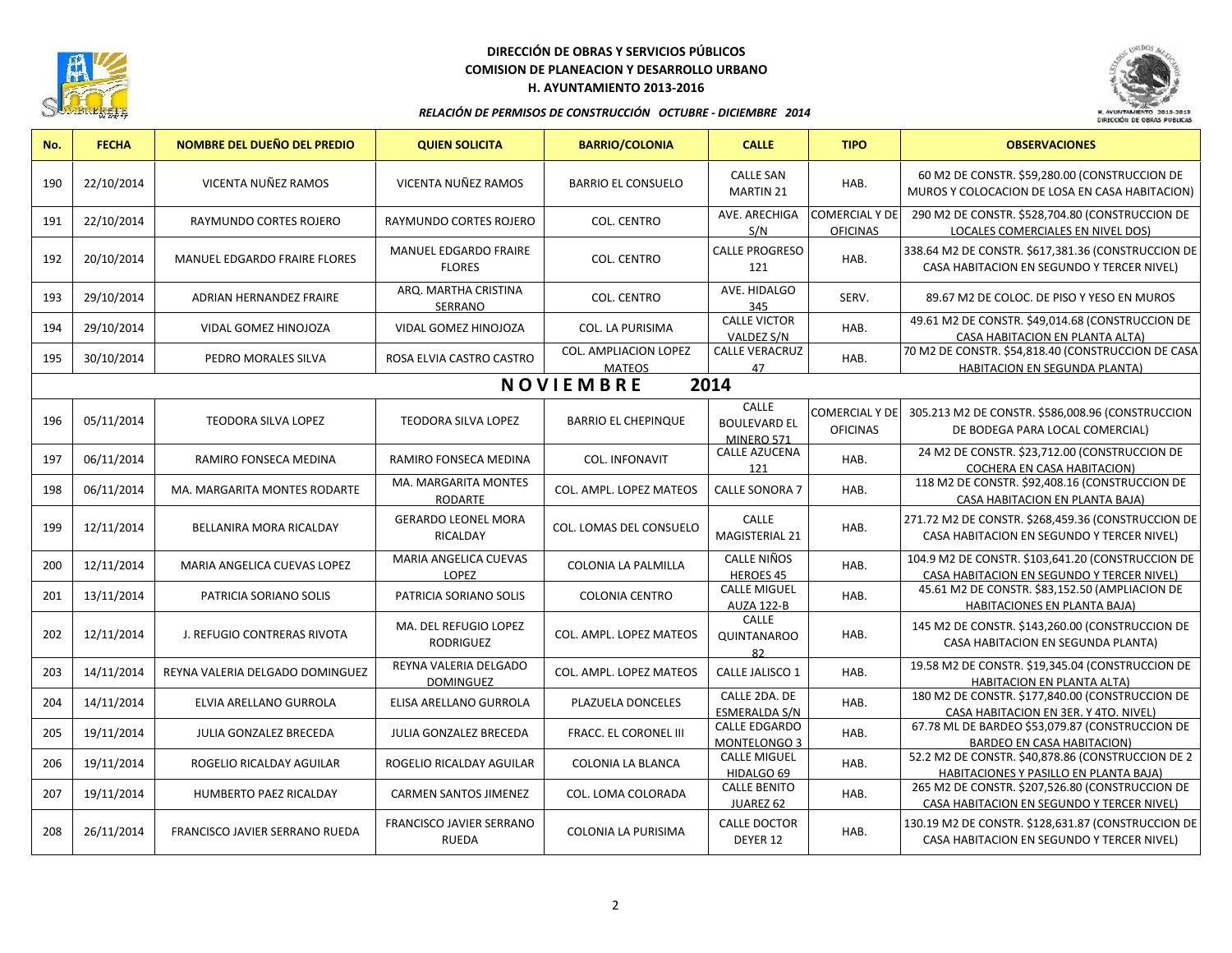**DIRECCIÓN DE OBRAS Y SERVICIOS PÚBLICOS**
**COMISION DE PLANEACION Y DESARROLLO URBANO**
**H. AYUNTAMIENTO 2013-2016**

***RELACIÓN DE PERMISOS DE CONSTRUCCIÓN OCTUBRE - DICIEMBRE 2014***

| No. | FECHA | NOMBRE DEL DUEÑO DEL PREDIO | QUIEN SOLICITA | BARRIO/COLONIA | CALLE | TIPO | OBSERVACIONES |
|---|---|---|---|---|---|---|---|
| 190 | 22/10/2014 | VICENTA NUÑEZ RAMOS | VICENTA NUÑEZ RAMOS | BARRIO EL CONSUELO | CALLE SAN MARTIN 21 | HAB. | 60 M2 DE CONSTR. $59,280.00 (CONSTRUCCION DE MUROS Y COLOCACION DE LOSA EN CASA HABITACION) |
| 191 | 22/10/2014 | RAYMUNDO CORTES ROJERO | RAYMUNDO CORTES ROJERO | COL. CENTRO | AVE. ARECHIGA S/N | COMERCIAL Y DE OFICINAS | 290 M2 DE CONSTR. $528,704.80 (CONSTRUCCION DE LOCALES COMERCIALES EN NIVEL DOS) |
| 192 | 20/10/2014 | MANUEL EDGARDO FRAIRE FLORES | MANUEL EDGARDO FRAIRE FLORES | COL. CENTRO | CALLE PROGRESO 121 | HAB. | 338.64 M2 DE CONSTR. $617,381.36 (CONSTRUCCION DE CASA HABITACION EN SEGUNDO Y TERCER NIVEL) |
| 193 | 29/10/2014 | ADRIAN HERNANDEZ FRAIRE | ARQ. MARTHA CRISTINA SERRANO | COL. CENTRO | AVE. HIDALGO 345 | SERV. | 89.67 M2 DE COLOC. DE PISO Y YESO EN MUROS |
| 194 | 29/10/2014 | VIDAL GOMEZ HINOJOZA | VIDAL GOMEZ HINOJOZA | COL. LA PURISIMA | CALLE VICTOR VALDEZ S/N | HAB. | 49.61 M2 DE CONSTR. $49,014.68 (CONSTRUCCION DE CASA HABITACION EN PLANTA ALTA) |
| 195 | 30/10/2014 | PEDRO MORALES SILVA | ROSA ELVIA CASTRO CASTRO | COL. AMPLIACION LOPEZ MATEOS | CALLE VERACRUZ 47 | HAB. | 70 M2 DE CONSTR. $54,818.40 (CONSTRUCCION DE CASA HABITACION EN SEGUNDA PLANTA) |
| | | | | **N O V I E M B R E 2014** | | | |
| 196 | 05/11/2014 | TEODORA SILVA LOPEZ | TEODORA SILVA LOPEZ | BARRIO EL CHEPINQUE | CALLE BOULEVARD EL MINERO 571 | COMERCIAL Y DE OFICINAS | 305.213 M2 DE CONSTR. $586,008.96 (CONSTRUCCION DE BODEGA PARA LOCAL COMERCIAL) |
| 197 | 06/11/2014 | RAMIRO FONSECA MEDINA | RAMIRO FONSECA MEDINA | COL. INFONAVIT | CALLE AZUCENA 121 | HAB. | 24 M2 DE CONSTR. $23,712.00 (CONSTRUCCION DE COCHERA EN CASA HABITACION) |
| 198 | 06/11/2014 | MA. MARGARITA MONTES RODARTE | MA. MARGARITA MONTES RODARTE | COL. AMPL. LOPEZ MATEOS | CALLE SONORA 7 | HAB. | 118 M2 DE CONSTR. $92,408.16 (CONSTRUCCION DE CASA HABITACION EN PLANTA BAJA) |
| 199 | 12/11/2014 | BELLANIRA MORA RICALDAY | GERARDO LEONEL MORA RICALDAY | COL. LOMAS DEL CONSUELO | CALLE MAGISTERIAL 21 | HAB. | 271.72 M2 DE CONSTR. $268,459.36 (CONSTRUCCION DE CASA HABITACION EN SEGUNDO Y TERCER NIVEL) |
| 200 | 12/11/2014 | MARIA ANGELICA CUEVAS LOPEZ | MARIA ANGELICA CUEVAS LOPEZ | COLONIA LA PALMILLA | CALLE NIÑOS HEROES 45 | HAB. | 104.9 M2 DE CONSTR. $103,641.20 (CONSTRUCCION DE CASA HABITACION EN SEGUNDO Y TERCER NIVEL) |
| 201 | 13/11/2014 | PATRICIA SORIANO SOLIS | PATRICIA SORIANO SOLIS | COLONIA CENTRO | CALLE MIGUEL AUZA 122-B | HAB. | 45.61 M2 DE CONSTR. $83,152.50 (AMPLIACION DE HABITACIONES EN PLANTA BAJA) |
| 202 | 12/11/2014 | J. REFUGIO CONTRERAS RIVOTA | MA. DEL REFUGIO LOPEZ RODRIGUEZ | COL. AMPL. LOPEZ MATEOS | CALLE QUINTANAROO 82 | HAB. | 145 M2 DE CONSTR. $143,260.00 (CONSTRUCCION DE CASA HABITACION EN SEGUNDA PLANTA) |
| 203 | 14/11/2014 | REYNA VALERIA DELGADO DOMINGUEZ | REYNA VALERIA DELGADO DOMINGUEZ | COL. AMPL. LOPEZ MATEOS | CALLE JALISCO 1 | HAB. | 19.58 M2 DE CONSTR. $19,345.04 (CONSTRUCCION DE HABITACION EN PLANTA ALTA) |
| 204 | 14/11/2014 | ELVIA ARELLANO GURROLA | ELISA ARELLANO GURROLA | PLAZUELA DONCELES | CALLE 2DA. DE ESMERALDA S/N | HAB. | 180 M2 DE CONSTR. $177,840.00 (CONSTRUCCION DE CASA HABITACION EN 3ER. Y 4TO. NIVEL) |
| 205 | 19/11/2014 | JULIA GONZALEZ BRECEDA | JULIA GONZALEZ BRECEDA | FRACC. EL CORONEL III | CALLE EDGARDO MONTELONGO 3 | HAB. | 67.78 ML DE BARDEO $53,079.87 (CONSTRUCCION DE BARDEO EN CASA HABITACION) |
| 206 | 19/11/2014 | ROGELIO RICALDAY AGUILAR | ROGELIO RICALDAY AGUILAR | COLONIA LA BLANCA | CALLE MIGUEL HIDALGO 69 | HAB. | 52.2 M2 DE CONSTR. $40,878.86 (CONSTRUCCION DE 2 HABITACIONES Y PASILLO EN PLANTA BAJA) |
| 207 | 19/11/2014 | HUMBERTO PAEZ RICALDAY | CARMEN SANTOS JIMENEZ | COL. LOMA COLORADA | CALLE BENITO JUAREZ 62 | HAB. | 265 M2 DE CONSTR. $207,526.80 (CONSTRUCCION DE CASA HABITACION EN SEGUNDO Y TERCER NIVEL) |
| 208 | 26/11/2014 | FRANCISCO JAVIER SERRANO RUEDA | FRANCISCO JAVIER SERRANO RUEDA | COLONIA LA PURISIMA | CALLE DOCTOR DEYER 12 | HAB. | 130.19 M2 DE CONSTR. $128,631.87 (CONSTRUCCION DE CASA HABITACION EN SEGUNDO Y TERCER NIVEL) |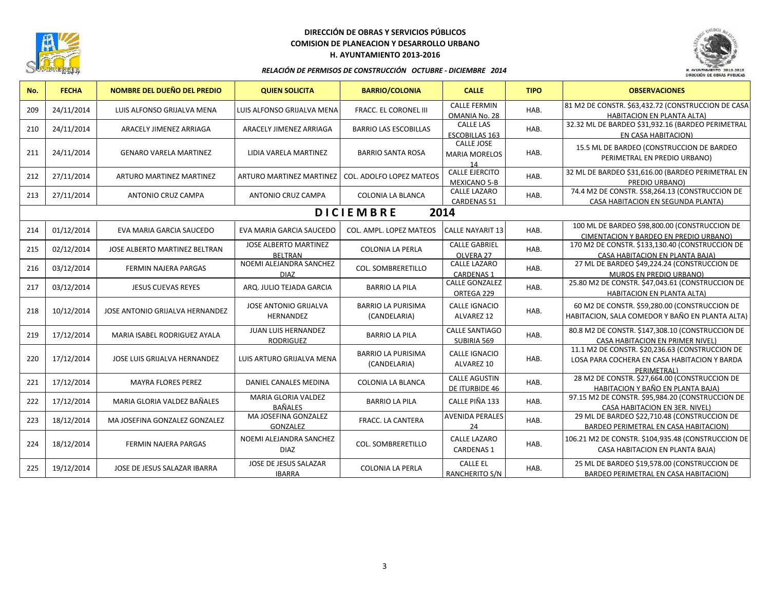**DIRECCIÓN DE OBRAS Y SERVICIOS PÚBLICOS**
**COMISION DE PLANEACION Y DESARROLLO URBANO**
**H. AYUNTAMIENTO 2013-2016**

***RELACIÓN DE PERMISOS DE CONSTRUCCIÓN OCTUBRE - DICIEMBRE 2014***

| No. | FECHA | NOMBRE DEL DUEÑO DEL PREDIO | QUIEN SOLICITA | BARRIO/COLONIA | CALLE | TIPO | OBSERVACIONES |
|---|---|---|---|---|---|---|---|
| 209 | 24/11/2014 | LUIS ALFONSO GRIJALVA MENA | LUIS ALFONSO GRIJALVA MENA | FRACC. EL CORONEL III | CALLE FERMIN OMANIA No. 28 | HAB. | 81 M2 DE CONSTR. $63,432.72 (CONSTRUCCION DE CASA HABITACION EN PLANTA ALTA) |
| 210 | 24/11/2014 | ARACELY JIMENEZ ARRIAGA | ARACELY JIMENEZ ARRIAGA | BARRIO LAS ESCOBILLAS | CALLE LAS ESCOBILLAS 163 | HAB. | 32.32 ML DE BARDEO $31,932.16 (BARDEO PERIMETRAL EN CASA HABITACION) |
| 211 | 24/11/2014 | GENARO VARELA MARTINEZ | LIDIA VARELA MARTINEZ | BARRIO SANTA ROSA | CALLE JOSE MARIA MORELOS 14 | HAB. | 15.5 ML DE BARDEO (CONSTRUCCION DE BARDEO PERIMETRAL EN PREDIO URBANO) |
| 212 | 27/11/2014 | ARTURO MARTINEZ MARTINEZ | ARTURO MARTINEZ MARTINEZ | COL. ADOLFO LOPEZ MATEOS | CALLE EJERCITO MEXICANO 5-B | HAB. | 32 ML DE BARDEO $31,616.00 (BARDEO PERIMETRAL EN PREDIO URBANO) |
| 213 | 27/11/2014 | ANTONIO CRUZ CAMPA | ANTONIO CRUZ CAMPA | COLONIA LA BLANCA | CALLE LAZARO CARDENAS 51 | HAB. | 74.4 M2 DE CONSTR. $58,264.13 (CONSTRUCCION DE CASA HABITACION EN SEGUNDA PLANTA) |
| | | | | **D I C I E M B R E 2014** | | | |
| 214 | 01/12/2014 | EVA MARIA GARCIA SAUCEDO | EVA MARIA GARCIA SAUCEDO | COL. AMPL. LOPEZ MATEOS | CALLE NAYARIT 13 | HAB. | 100 ML DE BARDEO $98,800.00 (CONSTRUCCION DE CIMENTACION Y BARDEO EN PREDIO URBANO) |
| 215 | 02/12/2014 | JOSE ALBERTO MARTINEZ BELTRAN | JOSE ALBERTO MARTINEZ BELTRAN | COLONIA LA PERLA | CALLE GABRIEL OLVERA 27 | HAB. | 170 M2 DE CONSTR. $133,130.40 (CONSTRUCCION DE CASA HABITACION EN PLANTA BAJA) |
| 216 | 03/12/2014 | FERMIN NAJERA PARGAS | NOEMI ALEJANDRA SANCHEZ DIAZ | COL. SOMBRERETILLO | CALLE LAZARO CARDENAS 1 | HAB. | 27 ML DE BARDEO $49,224.24 (CONSTRUCCION DE MUROS EN PREDIO URBANO) |
| 217 | 03/12/2014 | JESUS CUEVAS REYES | ARQ. JULIO TEJADA GARCIA | BARRIO LA PILA | CALLE GONZALEZ ORTEGA 229 | HAB. | 25.80 M2 DE CONSTR. $47,043.61 (CONSTRUCCION DE HABITACION EN PLANTA ALTA) |
| 218 | 10/12/2014 | JOSE ANTONIO GRIJALVA HERNANDEZ | JOSE ANTONIO GRIJALVA HERNANDEZ | BARRIO LA PURISIMA (CANDELARIA) | CALLE IGNACIO ALVAREZ 12 | HAB. | 60 M2 DE CONSTR. $59,280.00 (CONSTRUCCION DE HABITACION, SALA COMEDOR Y BAÑO EN PLANTA ALTA) |
| 219 | 17/12/2014 | MARIA ISABEL RODRIGUEZ AYALA | JUAN LUIS HERNANDEZ RODRIGUEZ | BARRIO LA PILA | CALLE SANTIAGO SUBIRIA 569 | HAB. | 80.8 M2 DE CONSTR. $147,308.10 (CONSTRUCCION DE CASA HABITACION EN PRIMER NIVEL) |
| 220 | 17/12/2014 | JOSE LUIS GRIJALVA HERNANDEZ | LUIS ARTURO GRIJALVA MENA | BARRIO LA PURISIMA (CANDELARIA) | CALLE IGNACIO ALVAREZ 10 | HAB. | 11.1 M2 DE CONSTR. $20,236.63 (CONSTRUCCION DE LOSA PARA COCHERA EN CASA HABITACION Y BARDA PERIMETRAL) |
| 221 | 17/12/2014 | MAYRA FLORES PEREZ | DANIEL CANALES MEDINA | COLONIA LA BLANCA | CALLE AGUSTIN DE ITURBIDE 46 | HAB. | 28 M2 DE CONSTR. $27,664.00 (CONSTRUCCION DE HABITACION Y BAÑO EN PLANTA BAJA) |
| 222 | 17/12/2014 | MARIA GLORIA VALDEZ BAÑALES | MARIA GLORIA VALDEZ BAÑALES | BARRIO LA PILA | CALLE PIÑA 133 | HAB. | 97.15 M2 DE CONSTR. $95,984.20 (CONSTRUCCION DE CASA HABITACION EN 3ER. NIVEL) |
| 223 | 18/12/2014 | MA JOSEFINA GONZALEZ GONZALEZ | MA JOSEFINA GONZALEZ GONZALEZ | FRACC. LA CANTERA | AVENIDA PERALES 24 | HAB. | 29 ML DE BARDEO $22,710.48 (CONSTRUCCION DE BARDEO PERIMETRAL EN CASA HABITACION) |
| 224 | 18/12/2014 | FERMIN NAJERA PARGAS | NOEMI ALEJANDRA SANCHEZ DIAZ | COL. SOMBRERETILLO | CALLE LAZARO CARDENAS 1 | HAB. | 106.21 M2 DE CONSTR. $104,935.48 (CONSTRUCCION DE CASA HABITACION EN PLANTA BAJA) |
| 225 | 19/12/2014 | JOSE DE JESUS SALAZAR IBARRA | JOSE DE JESUS SALAZAR IBARRA | COLONIA LA PERLA | CALLE EL RANCHERITO S/N | HAB. | 25 ML DE BARDEO $19,578.00 (CONSTRUCCION DE BARDEO PERIMETRAL EN CASA HABITACION) |